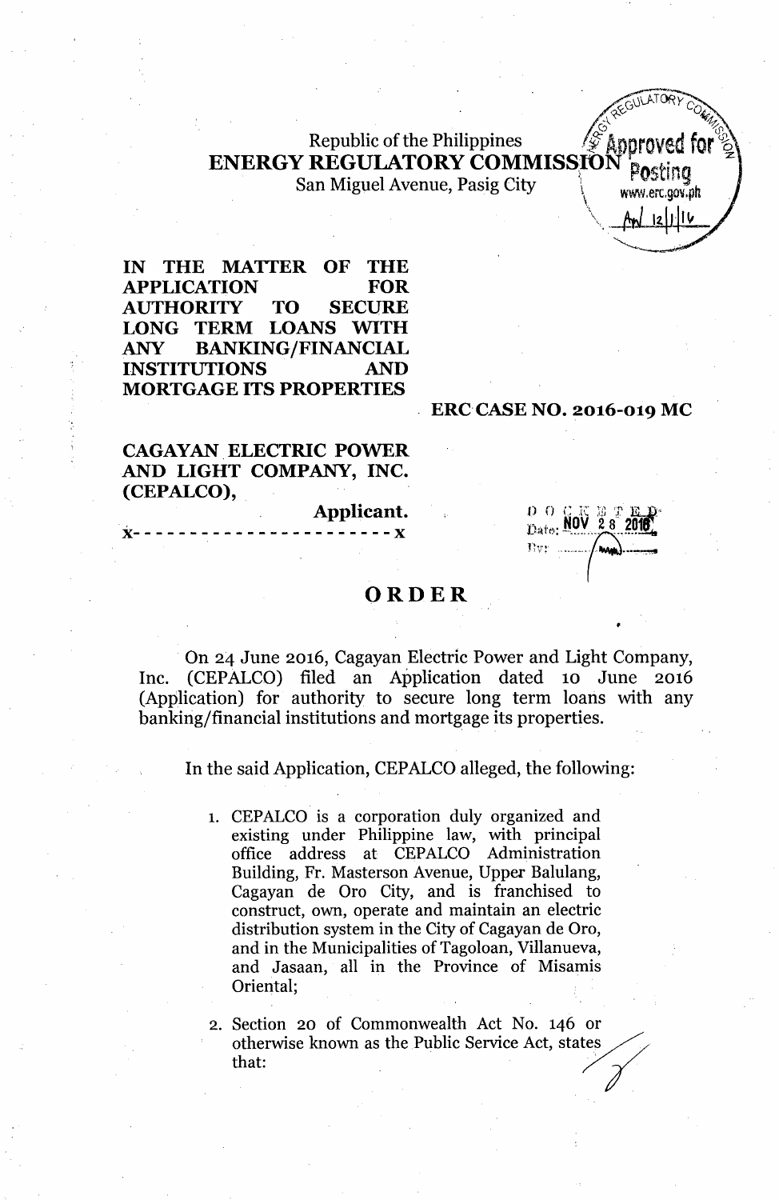Republic of the Philippines
**ENERGY REGULATORY COMMISSION**
San Miguel Avenue, Pasig City

**IN THE MATTER OF THE APPLICATION FOR AUTHORITY TO SECURE LONG TERM LOANS WITH ANY BANKING/FINANCIAL INSTITUTIONS AND MORTGAGE ITS PROPERTIES**

**ERC CASE NO. 2016-019 MC**

**CAGAYAN ELECTRIC POWER AND LIGHT COMPANY, INC. (CEPALCO),**
**Applicant.**
x- - - - - - - - - - - - - - - - - - - - - - - x

DOCKETED
Date: NOV 28 2016

# ORDER

On 24 June 2016, Cagayan Electric Power and Light Company, Inc. (CEPALCO) filed an Application dated 10 June 2016 (Application) for authority to secure long term loans with any banking/financial institutions and mortgage its properties.

In the said Application, CEPALCO alleged, the following:

1. CEPALCO is a corporation duly organized and existing under Philippine law, with principal office address at CEPALCO Administration Building, Fr. Masterson Avenue, Upper Balulang, Cagayan de Oro City, and is franchised to construct, own, operate and maintain an electric distribution system in the City of Cagayan de Oro, and in the Municipalities of Tagoloan, Villanueva, and Jasaan, all in the Province of Misamis Oriental;

2. Section 20 of Commonwealth Act No. 146 or otherwise known as the Public Service Act, states that: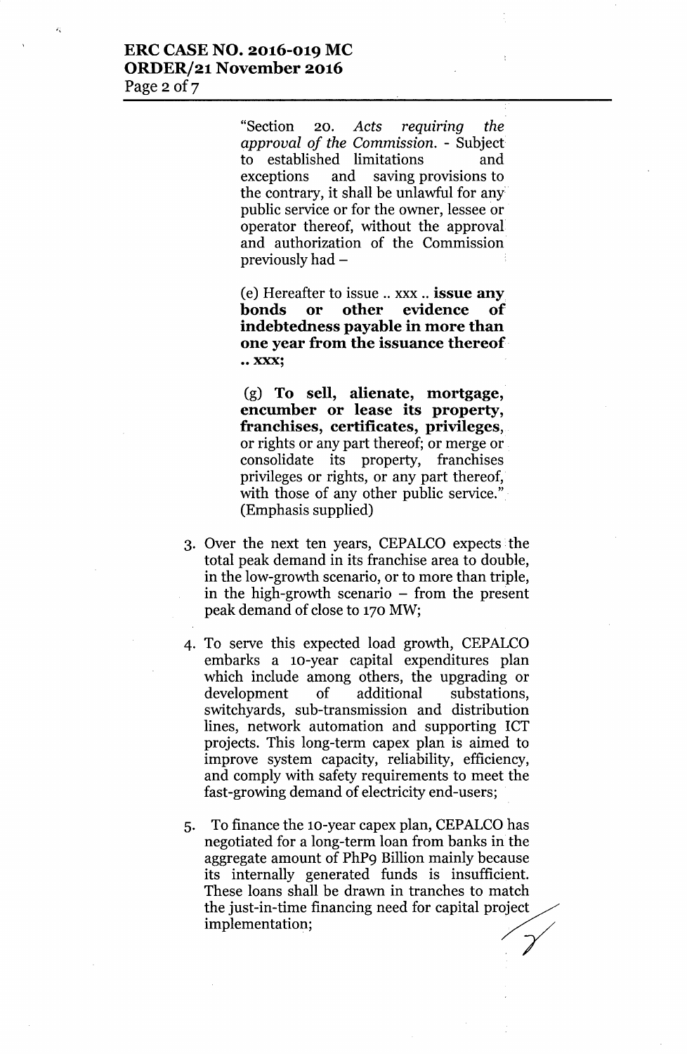"Section 20. *Acts requiring the approval of the Commission.* - Subject to established limitations and exceptions and saving provisions to the contrary, it shall be unlawful for any public service or for the owner, lessee or operator thereof, without the approval and authorization of the Commission previously had –

(e) Hereafter to issue .. xxx .. **issue any bonds or other evidence of indebtedness payable in more than one year from the issuance thereof .. xxx;**

(g) **To sell, alienate, mortgage, encumber or lease its property, franchises, certificates, privileges,** or rights or any part thereof; or merge or consolidate its property, franchises privileges or rights, or any part thereof, with those of any other public service." (Emphasis supplied)

3. Over the next ten years, CEPALCO expects the total peak demand in its franchise area to double, in the low-growth scenario, or to more than triple, in the high-growth scenario – from the present peak demand of close to 170 MW;

4. To serve this expected load growth, CEPALCO embarks a 10-year capital expenditures plan which include among others, the upgrading or development of additional substations, switchyards, sub-transmission and distribution lines, network automation and supporting ICT projects. This long-term capex plan is aimed to improve system capacity, reliability, efficiency, and comply with safety requirements to meet the fast-growing demand of electricity end-users;

5. To finance the 10-year capex plan, CEPALCO has negotiated for a long-term loan from banks in the aggregate amount of PhP9 Billion mainly because its internally generated funds is insufficient. These loans shall be drawn in tranches to match the just-in-time financing need for capital project implementation;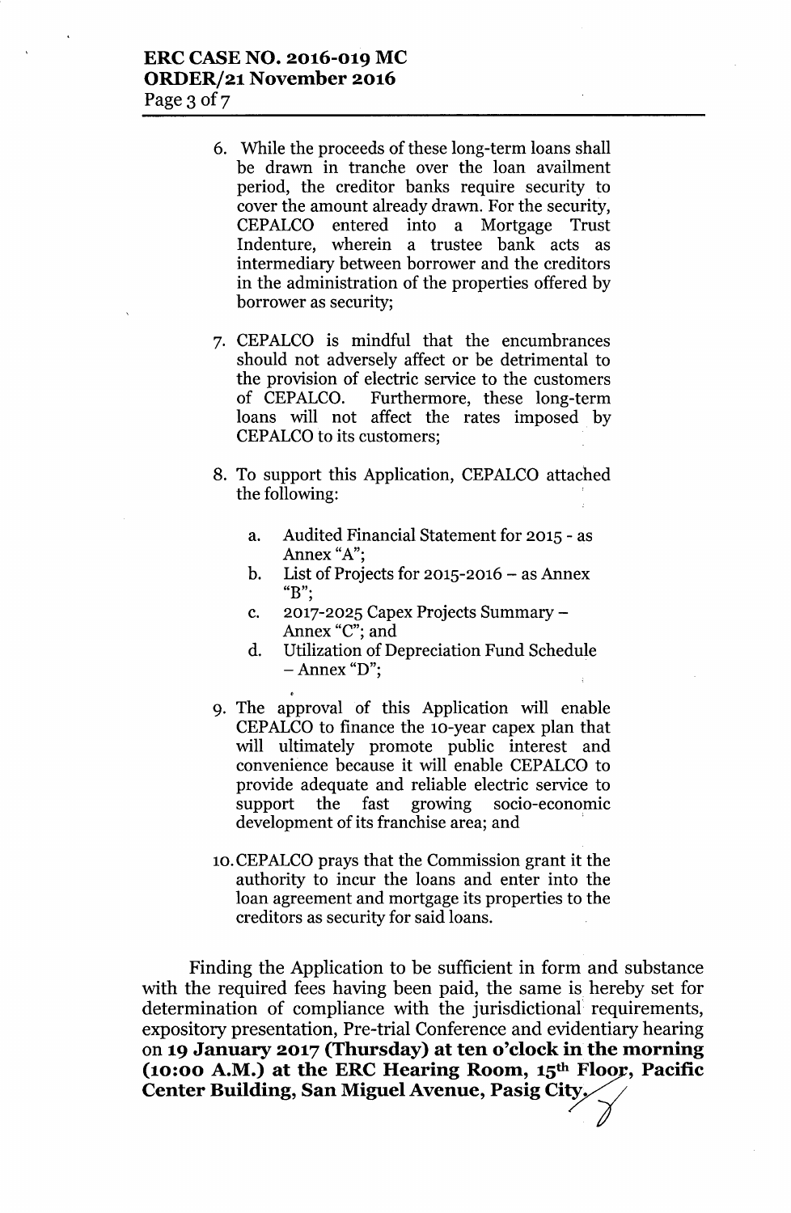6. While the proceeds of these long-term loans shall be drawn in tranche over the loan availment period, the creditor banks require security to cover the amount already drawn. For the security, CEPALCO entered into a Mortgage Trust Indenture, wherein a trustee bank acts as intermediary between borrower and the creditors in the administration of the properties offered by borrower as security;

7. CEPALCO is mindful that the encumbrances should not adversely affect or be detrimental to the provision of electric service to the customers of CEPALCO. Furthermore, these long-term loans will not affect the rates imposed by CEPALCO to its customers;

8. To support this Application, CEPALCO attached the following:

   a. Audited Financial Statement for 2015 - as Annex "A";
   b. List of Projects for 2015-2016 – as Annex "B";
   c. 2017-2025 Capex Projects Summary – Annex "C"; and
   d. Utilization of Depreciation Fund Schedule – Annex "D";

9. The approval of this Application will enable CEPALCO to finance the 10-year capex plan that will ultimately promote public interest and convenience because it will enable CEPALCO to provide adequate and reliable electric service to support the fast growing socio-economic development of its franchise area; and

10. CEPALCO prays that the Commission grant it the authority to incur the loans and enter into the loan agreement and mortgage its properties to the creditors as security for said loans.

Finding the Application to be sufficient in form and substance with the required fees having been paid, the same is hereby set for determination of compliance with the jurisdictional requirements, expository presentation, Pre-trial Conference and evidentiary hearing on **19 January 2017 (Thursday) at ten o'clock in the morning (10:00 A.M.) at the ERC Hearing Room, 15th Floor, Pacific Center Building, San Miguel Avenue, Pasig City.**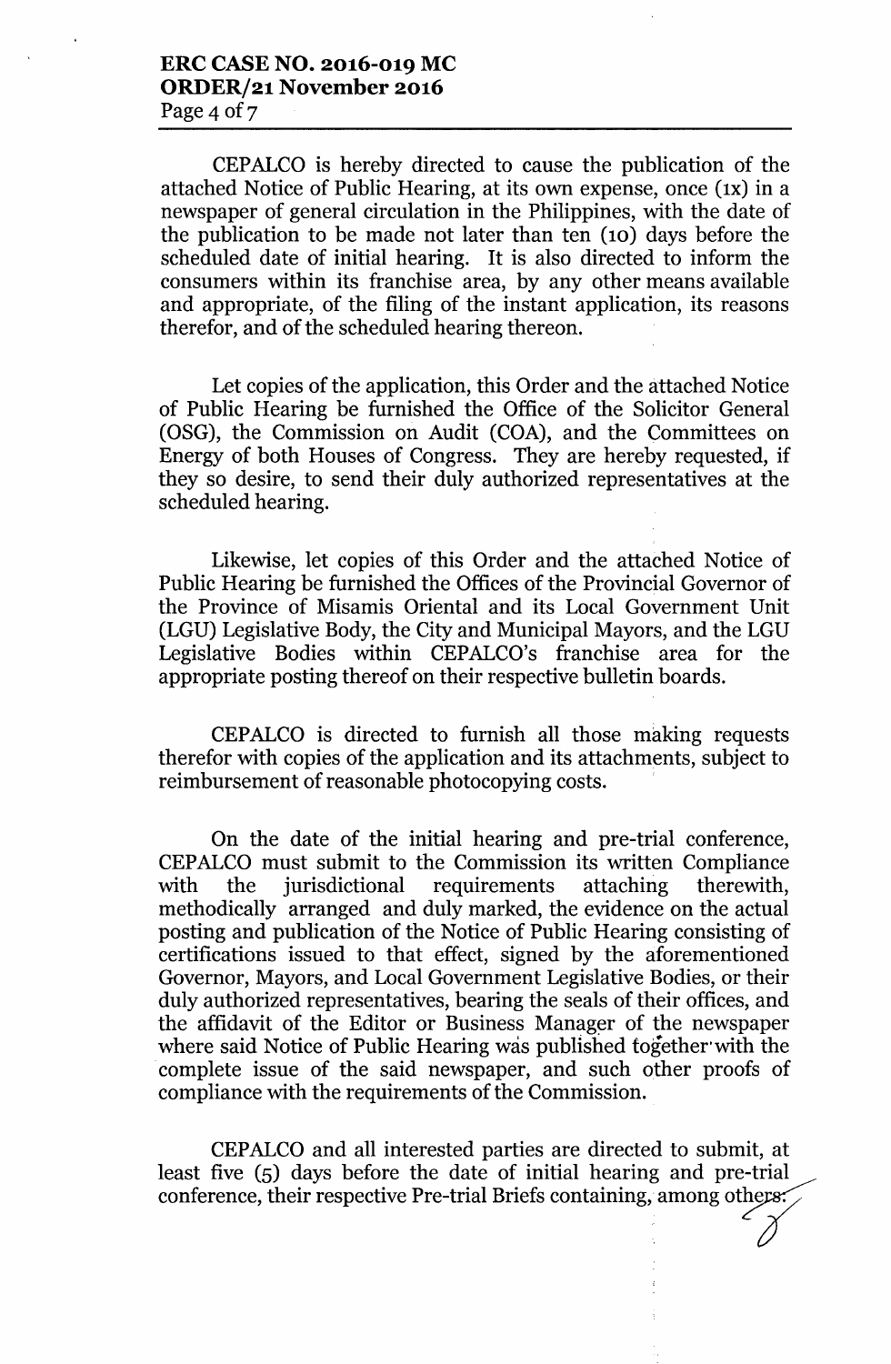CEPALCO is hereby directed to cause the publication of the attached Notice of Public Hearing, at its own expense, once (1x) in a newspaper of general circulation in the Philippines, with the date of the publication to be made not later than ten (10) days before the scheduled date of initial hearing. It is also directed to inform the consumers within its franchise area, by any other means available and appropriate, of the filing of the instant application, its reasons therefor, and of the scheduled hearing thereon.

Let copies of the application, this Order and the attached Notice of Public Hearing be furnished the Office of the Solicitor General (OSG), the Commission on Audit (COA), and the Committees on Energy of both Houses of Congress. They are hereby requested, if they so desire, to send their duly authorized representatives at the scheduled hearing.

Likewise, let copies of this Order and the attached Notice of Public Hearing be furnished the Offices of the Provincial Governor of the Province of Misamis Oriental and its Local Government Unit (LGU) Legislative Body, the City and Municipal Mayors, and the LGU Legislative Bodies within CEPALCO's franchise area for the appropriate posting thereof on their respective bulletin boards.

CEPALCO is directed to furnish all those making requests therefor with copies of the application and its attachments, subject to reimbursement of reasonable photocopying costs.

On the date of the initial hearing and pre-trial conference, CEPALCO must submit to the Commission its written Compliance with the jurisdictional requirements attaching therewith, methodically arranged and duly marked, the evidence on the actual posting and publication of the Notice of Public Hearing consisting of certifications issued to that effect, signed by the aforementioned Governor, Mayors, and Local Government Legislative Bodies, or their duly authorized representatives, bearing the seals of their offices, and the affidavit of the Editor or Business Manager of the newspaper where said Notice of Public Hearing was published together with the complete issue of the said newspaper, and such other proofs of compliance with the requirements of the Commission.

CEPALCO and all interested parties are directed to submit, at least five (5) days before the date of initial hearing and pre-trial conference, their respective Pre-trial Briefs containing, among others: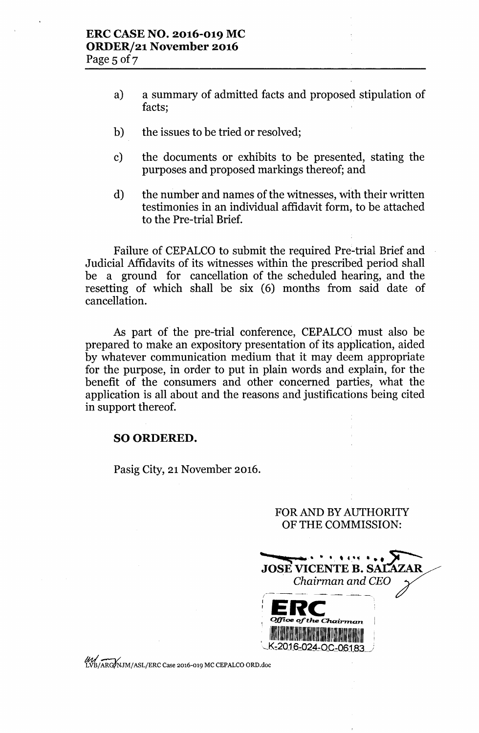a) a summary of admitted facts and proposed stipulation of facts;

b) the issues to be tried or resolved;

c) the documents or exhibits to be presented, stating the purposes and proposed markings thereof; and

d) the number and names of the witnesses, with their written testimonies in an individual affidavit form, to be attached to the Pre-trial Brief.

Failure of CEPALCO to submit the required Pre-trial Brief and Judicial Affidavits of its witnesses within the prescribed period shall be a ground for cancellation of the scheduled hearing, and the resetting of which shall be six (6) months from said date of cancellation.

As part of the pre-trial conference, CEPALCO must also be prepared to make an expository presentation of its application, aided by whatever communication medium that it may deem appropriate for the purpose, in order to put in plain words and explain, for the benefit of the consumers and other concerned parties, what the application is all about and the reasons and justifications being cited in support thereof.

**SO ORDERED.**

Pasig City, 21 November 2016.

FOR AND BY AUTHORITY OF THE COMMISSION:

**JOSE VICENTE B. SALAZAR**
*Chairman and CEO*

ERC
Office of the Chairman
K-2016-024-OC-06183

LVB/ARG/NJM/ASL/ERC Case 2016-019 MC CEPALCO ORD.doc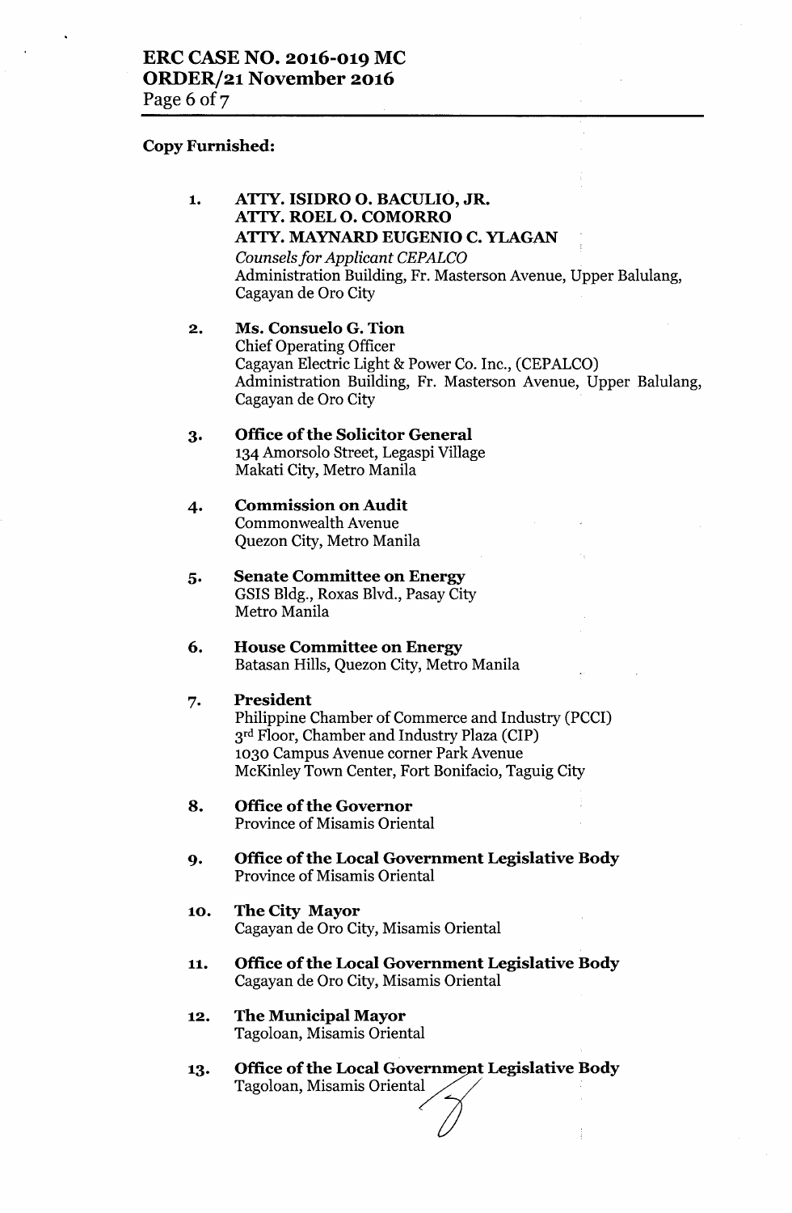**Copy Furnished:**

1. **ATTY. ISIDRO O. BACULIO, JR.**
   **ATTY. ROEL O. COMORRO**
   **ATTY. MAYNARD EUGENIO C. YLAGAN**
   *Counsels for Applicant CEPALCO*
   Administration Building, Fr. Masterson Avenue, Upper Balulang, Cagayan de Oro City

2. **Ms. Consuelo G. Tion**
   Chief Operating Officer
   Cagayan Electric Light & Power Co. Inc., (CEPALCO)
   Administration Building, Fr. Masterson Avenue, Upper Balulang, Cagayan de Oro City

3. **Office of the Solicitor General**
   134 Amorsolo Street, Legaspi Village
   Makati City, Metro Manila

4. **Commission on Audit**
   Commonwealth Avenue
   Quezon City, Metro Manila

5. **Senate Committee on Energy**
   GSIS Bldg., Roxas Blvd., Pasay City
   Metro Manila

6. **House Committee on Energy**
   Batasan Hills, Quezon City, Metro Manila

7. **President**
   Philippine Chamber of Commerce and Industry (PCCI)
   3rd Floor, Chamber and Industry Plaza (CIP)
   1030 Campus Avenue corner Park Avenue
   McKinley Town Center, Fort Bonifacio, Taguig City

8. **Office of the Governor**
   Province of Misamis Oriental

9. **Office of the Local Government Legislative Body**
   Province of Misamis Oriental

10. **The City Mayor**
    Cagayan de Oro City, Misamis Oriental

11. **Office of the Local Government Legislative Body**
    Cagayan de Oro City, Misamis Oriental

12. **The Municipal Mayor**
    Tagoloan, Misamis Oriental

13. **Office of the Local Government Legislative Body**
    Tagoloan, Misamis Oriental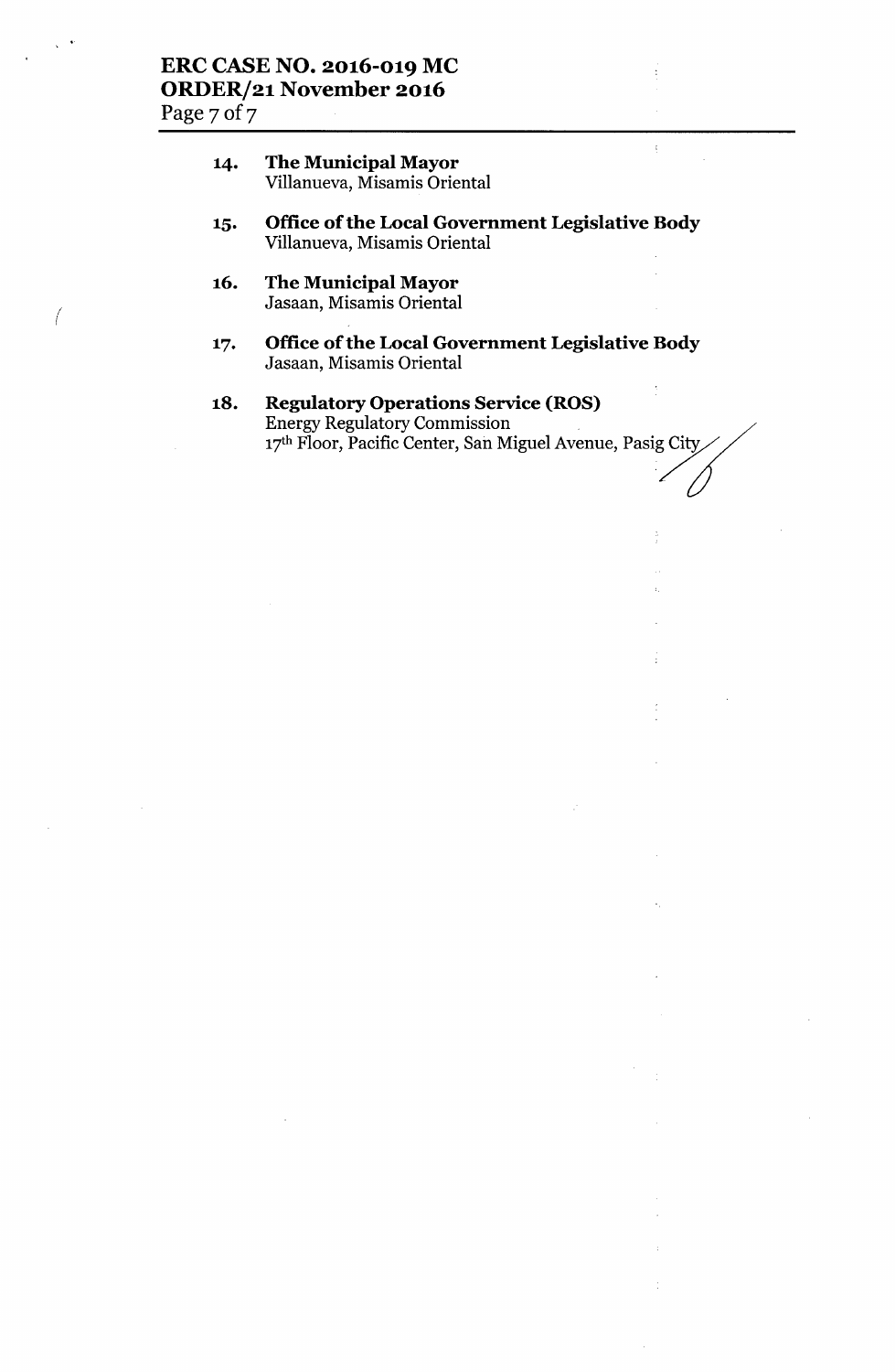14. **The Municipal Mayor**
    Villanueva, Misamis Oriental

15. **Office of the Local Government Legislative Body**
    Villanueva, Misamis Oriental

16. **The Municipal Mayor**
    Jasaan, Misamis Oriental

17. **Office of the Local Government Legislative Body**
    Jasaan, Misamis Oriental

18. **Regulatory Operations Service (ROS)**
    Energy Regulatory Commission
    17th Floor, Pacific Center, San Miguel Avenue, Pasig City